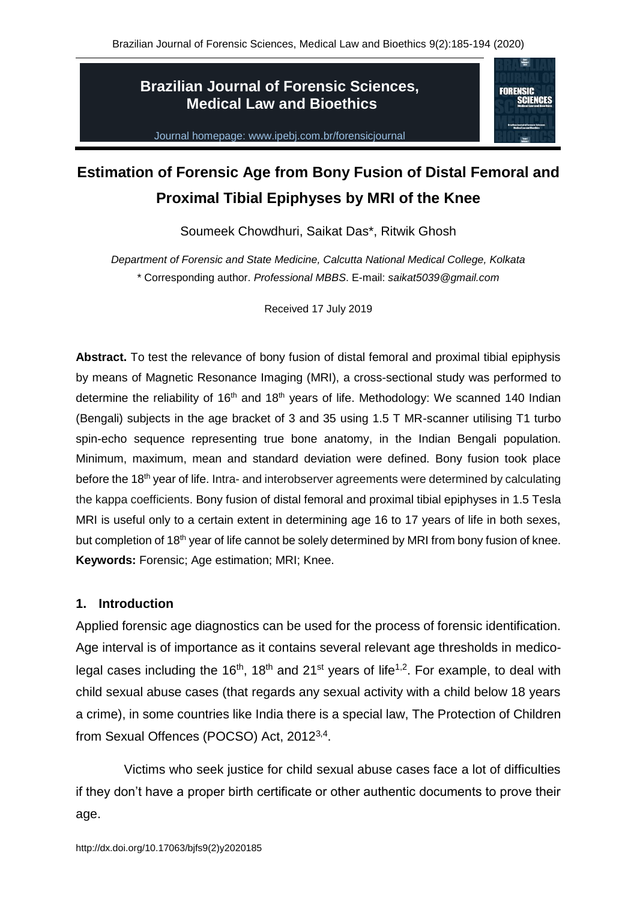# Estimation of Forensic Age from Bony Fusion of Distal Femoral and Proximal Tibial Epiphyses by MRI of the Knee

Soumeek Chowdhuri, Saikat Das*, Ritwik Ghosh

*Department of Forensic and State Medicine, Calcutta National Medical College, Kolkata*
\* Corresponding author. *Professional MBBS*. E-mail: *saikat5039@gmail.com*

Received 17 July 2019

**Abstract.** To test the relevance of bony fusion of distal femoral and proximal tibial epiphysis by means of Magnetic Resonance Imaging (MRI), a cross-sectional study was performed to determine the reliability of 16th and 18th years of life. Methodology: We scanned 140 Indian (Bengali) subjects in the age bracket of 3 and 35 using 1.5 T MR-scanner utilising T1 turbo spin-echo sequence representing true bone anatomy, in the Indian Bengali population. Minimum, maximum, mean and standard deviation were defined. Bony fusion took place before the 18th year of life. Intra- and interobserver agreements were determined by calculating the kappa coefficients. Bony fusion of distal femoral and proximal tibial epiphyses in 1.5 Tesla MRI is useful only to a certain extent in determining age 16 to 17 years of life in both sexes, but completion of 18th year of life cannot be solely determined by MRI from bony fusion of knee.
**Keywords:** Forensic; Age estimation; MRI; Knee.

## 1. Introduction

Applied forensic age diagnostics can be used for the process of forensic identification. Age interval is of importance as it contains several relevant age thresholds in medico-legal cases including the 16th, 18th and 21st years of life[1,2]. For example, to deal with child sexual abuse cases (that regards any sexual activity with a child below 18 years a crime), in some countries like India there is a special law, The Protection of Children from Sexual Offences (POCSO) Act, 2012[3,4].

Victims who seek justice for child sexual abuse cases face a lot of difficulties if they don't have a proper birth certificate or other authentic documents to prove their age.

http://dx.doi.org/10.17063/bjfs9(2)y2020185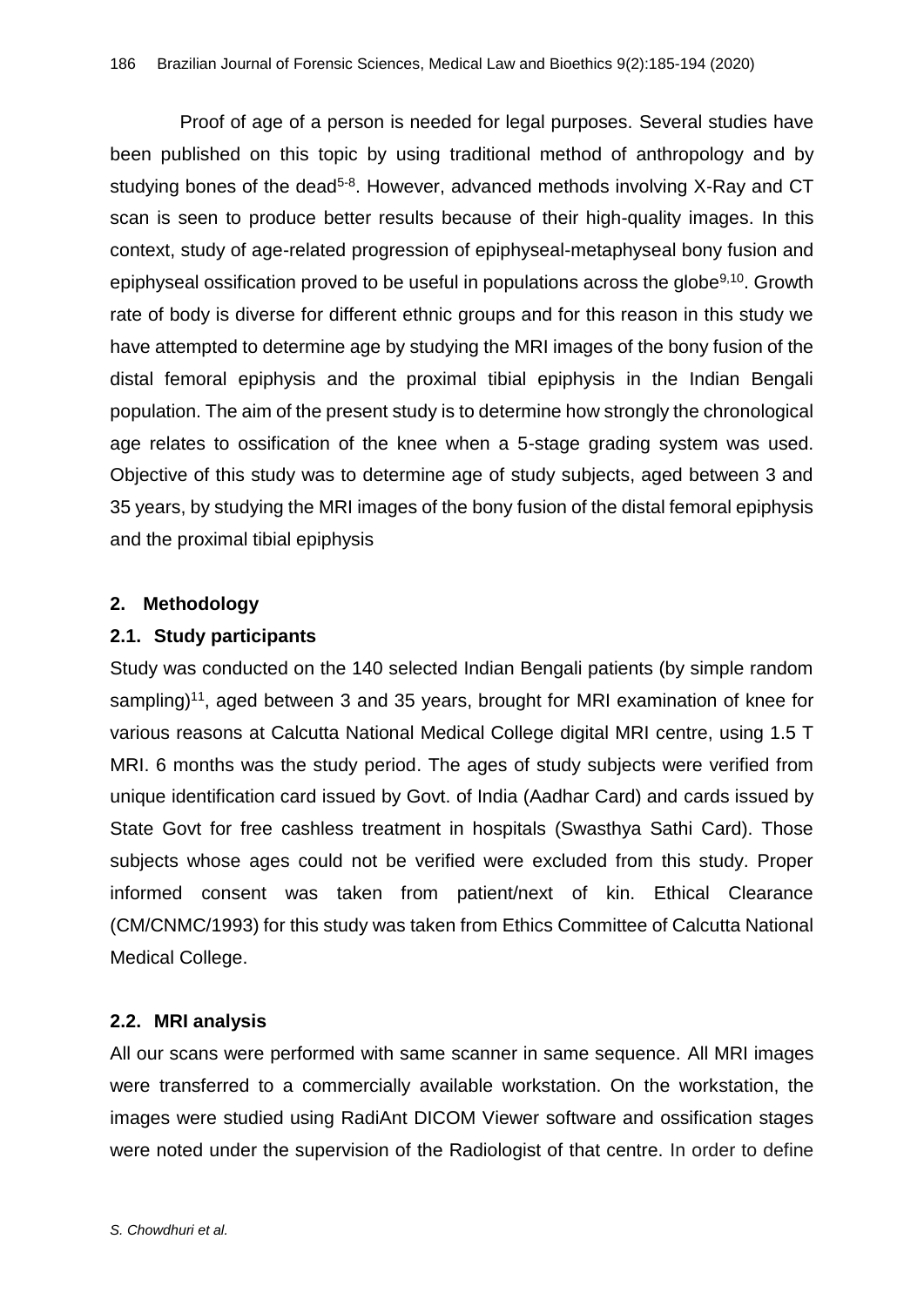Proof of age of a person is needed for legal purposes. Several studies have been published on this topic by using traditional method of anthropology and by studying bones of the dead[5-8]. However, advanced methods involving X-Ray and CT scan is seen to produce better results because of their high-quality images. In this context, study of age-related progression of epiphyseal-metaphyseal bony fusion and epiphyseal ossification proved to be useful in populations across the globe[9,10]. Growth rate of body is diverse for different ethnic groups and for this reason in this study we have attempted to determine age by studying the MRI images of the bony fusion of the distal femoral epiphysis and the proximal tibial epiphysis in the Indian Bengali population. The aim of the present study is to determine how strongly the chronological age relates to ossification of the knee when a 5-stage grading system was used. Objective of this study was to determine age of study subjects, aged between 3 and 35 years, by studying the MRI images of the bony fusion of the distal femoral epiphysis and the proximal tibial epiphysis

## 2. Methodology

### 2.1. Study participants

Study was conducted on the 140 selected Indian Bengali patients (by simple random sampling)[11], aged between 3 and 35 years, brought for MRI examination of knee for various reasons at Calcutta National Medical College digital MRI centre, using 1.5 T MRI. 6 months was the study period. The ages of study subjects were verified from unique identification card issued by Govt. of India (Aadhar Card) and cards issued by State Govt for free cashless treatment in hospitals (Swasthya Sathi Card). Those subjects whose ages could not be verified were excluded from this study. Proper informed consent was taken from patient/next of kin. Ethical Clearance (CM/CNMC/1993) for this study was taken from Ethics Committee of Calcutta National Medical College.

### 2.2. MRI analysis

All our scans were performed with same scanner in same sequence. All MRI images were transferred to a commercially available workstation. On the workstation, the images were studied using RadiAnt DICOM Viewer software and ossification stages were noted under the supervision of the Radiologist of that centre. In order to define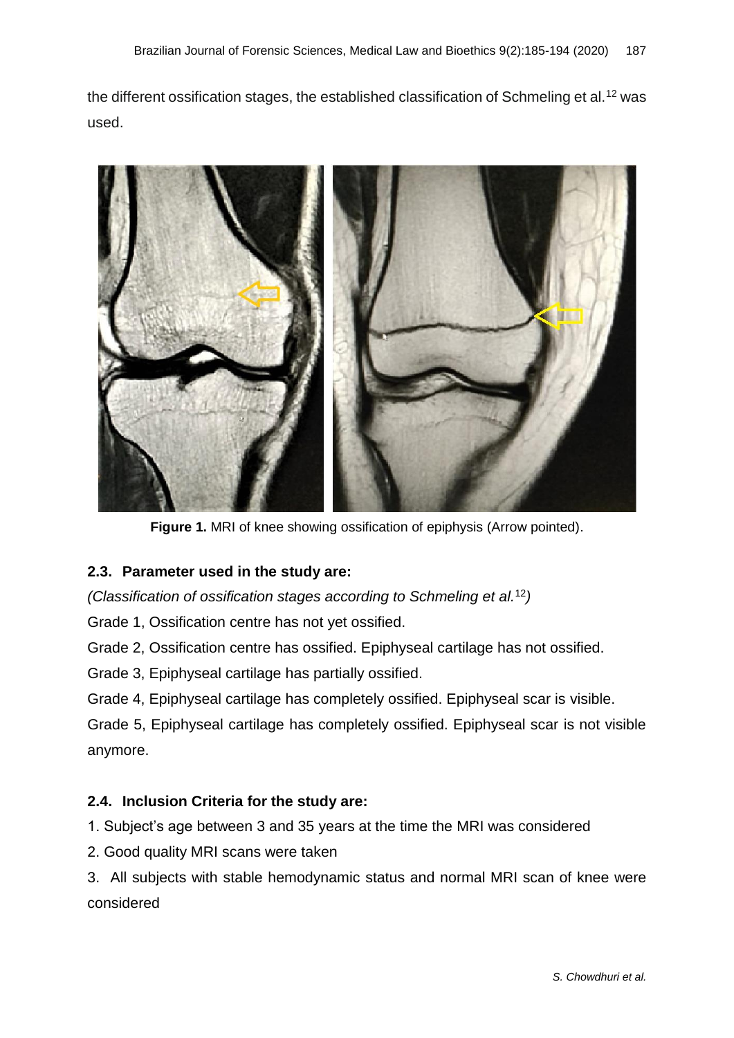the different ossification stages, the established classification of Schmeling et al.[12] was used.

Figure 1. MRI of knee showing ossification of epiphysis (Arrow pointed).

### 2.3. Parameter used in the study are:

*(Classification of ossification stages according to Schmeling et al.*[12]*)*

Grade 1, Ossification centre has not yet ossified.

Grade 2, Ossification centre has ossified. Epiphyseal cartilage has not ossified.

Grade 3, Epiphyseal cartilage has partially ossified.

Grade 4, Epiphyseal cartilage has completely ossified. Epiphyseal scar is visible.

Grade 5, Epiphyseal cartilage has completely ossified. Epiphyseal scar is not visible anymore.

### 2.4. Inclusion Criteria for the study are:

1. Subject's age between 3 and 35 years at the time the MRI was considered
2. Good quality MRI scans were taken
3. All subjects with stable hemodynamic status and normal MRI scan of knee were considered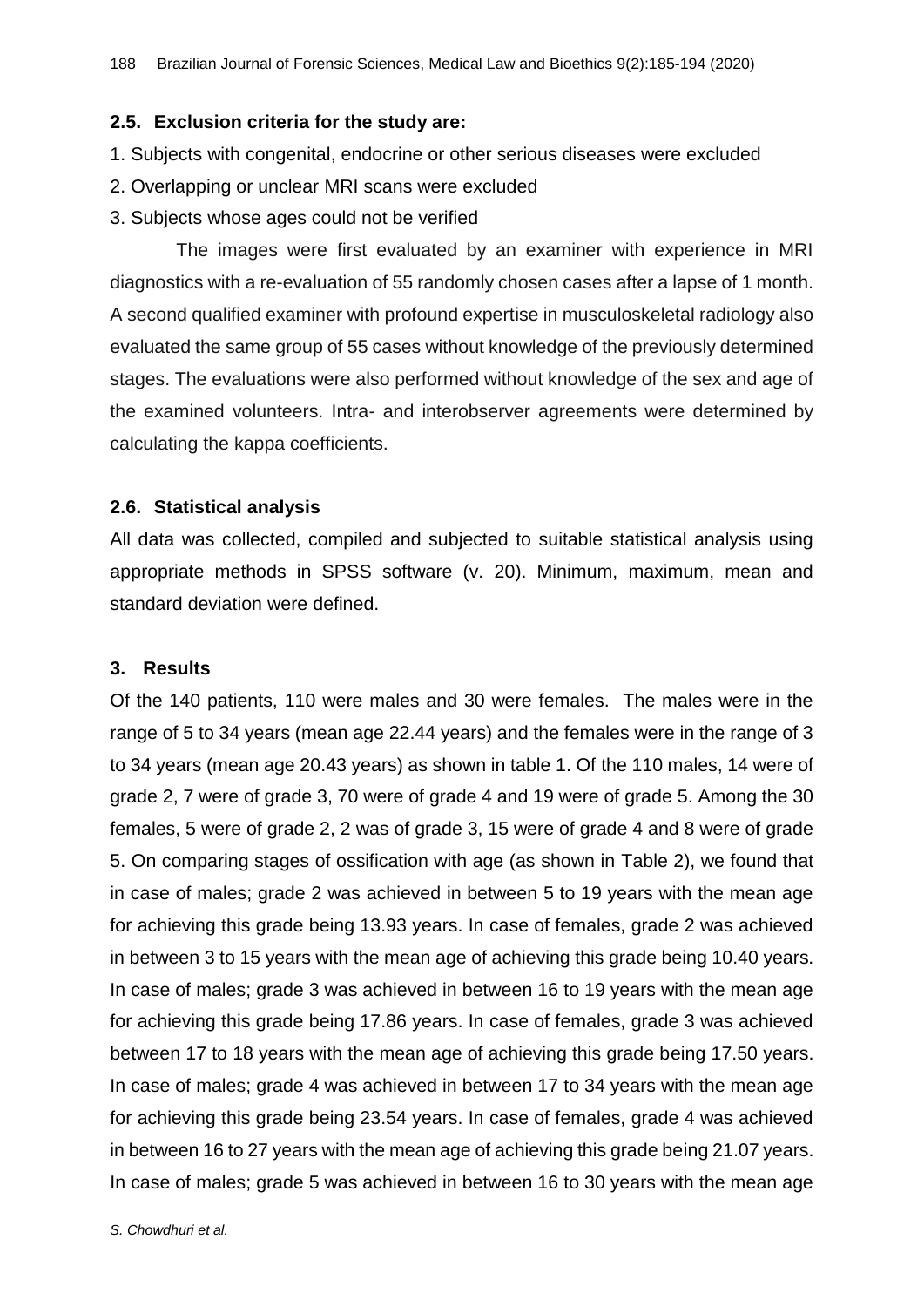### 2.5. Exclusion criteria for the study are:

1. Subjects with congenital, endocrine or other serious diseases were excluded
2. Overlapping or unclear MRI scans were excluded
3. Subjects whose ages could not be verified

The images were first evaluated by an examiner with experience in MRI diagnostics with a re-evaluation of 55 randomly chosen cases after a lapse of 1 month. A second qualified examiner with profound expertise in musculoskeletal radiology also evaluated the same group of 55 cases without knowledge of the previously determined stages. The evaluations were also performed without knowledge of the sex and age of the examined volunteers. Intra- and interobserver agreements were determined by calculating the kappa coefficients.

### 2.6. Statistical analysis

All data was collected, compiled and subjected to suitable statistical analysis using appropriate methods in SPSS software (v. 20). Minimum, maximum, mean and standard deviation were defined.

## 3. Results

Of the 140 patients, 110 were males and 30 were females. The males were in the range of 5 to 34 years (mean age 22.44 years) and the females were in the range of 3 to 34 years (mean age 20.43 years) as shown in table 1. Of the 110 males, 14 were of grade 2, 7 were of grade 3, 70 were of grade 4 and 19 were of grade 5. Among the 30 females, 5 were of grade 2, 2 was of grade 3, 15 were of grade 4 and 8 were of grade 5. On comparing stages of ossification with age (as shown in Table 2), we found that in case of males; grade 2 was achieved in between 5 to 19 years with the mean age for achieving this grade being 13.93 years. In case of females, grade 2 was achieved in between 3 to 15 years with the mean age of achieving this grade being 10.40 years. In case of males; grade 3 was achieved in between 16 to 19 years with the mean age for achieving this grade being 17.86 years. In case of females, grade 3 was achieved between 17 to 18 years with the mean age of achieving this grade being 17.50 years. In case of males; grade 4 was achieved in between 17 to 34 years with the mean age for achieving this grade being 23.54 years. In case of females, grade 4 was achieved in between 16 to 27 years with the mean age of achieving this grade being 21.07 years. In case of males; grade 5 was achieved in between 16 to 30 years with the mean age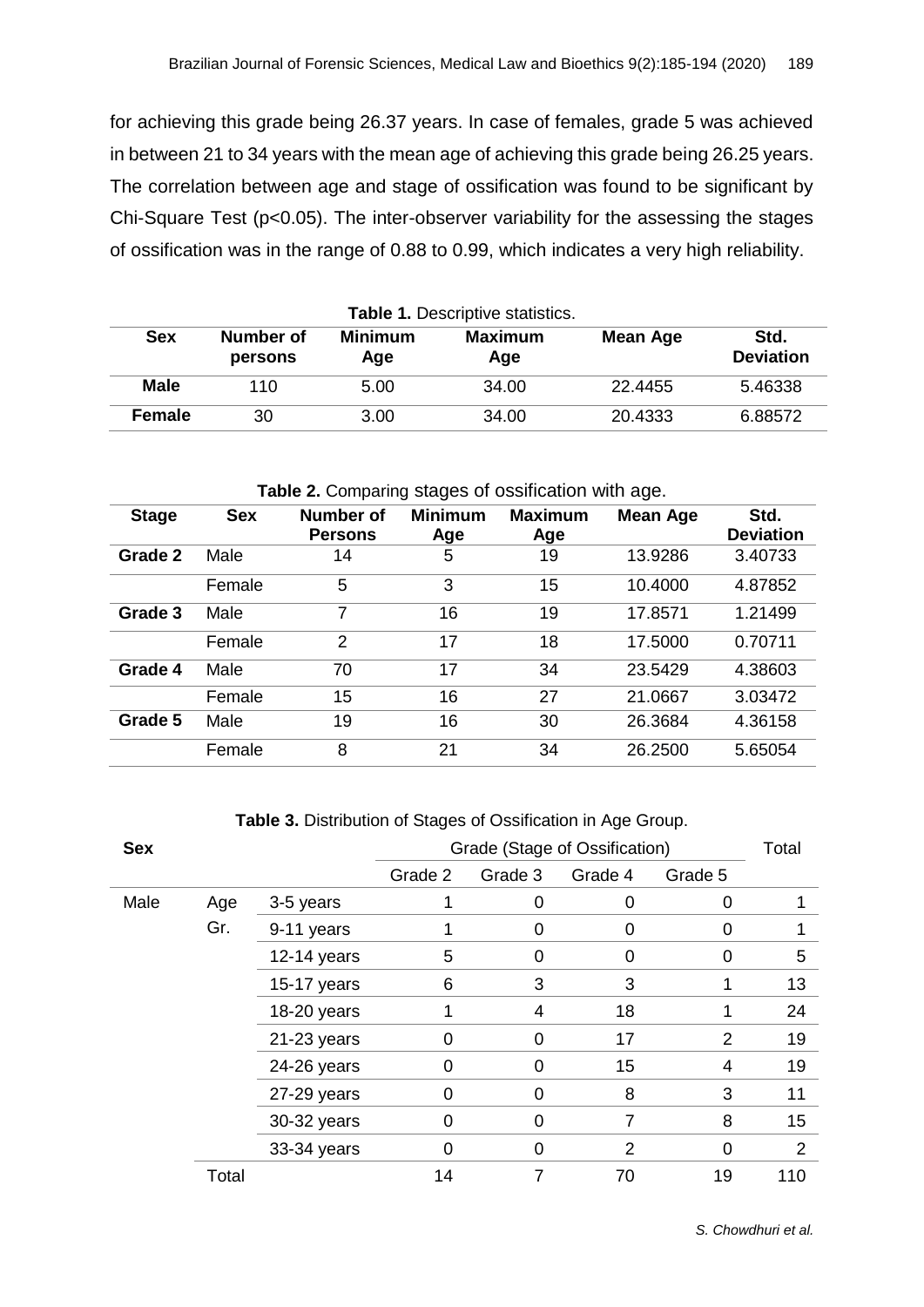for achieving this grade being 26.37 years. In case of females, grade 5 was achieved in between 21 to 34 years with the mean age of achieving this grade being 26.25 years. The correlation between age and stage of ossification was found to be significant by Chi-Square Test ($p<0.05$). The inter-observer variability for the assessing the stages of ossification was in the range of 0.88 to 0.99, which indicates a very high reliability.

**Table 1.** Descriptive statistics.

| Sex | Number of persons | Minimum Age | Maximum Age | Mean Age | Std. Deviation |
|---|---|---|---|---|---|
| **Male** | 110 | 5.00 | 34.00 | 22.4455 | 5.46338 |
| **Female** | 30 | 3.00 | 34.00 | 20.4333 | 6.88572 |

**Table 2.** Comparing stages of ossification with age.

| Stage | Sex | Number of Persons | Minimum Age | Maximum Age | Mean Age | Std. Deviation |
|---|---|---|---|---|---|---|
| **Grade 2** | Male | 14 | 5 | 19 | 13.9286 | 3.40733 |
| | Female | 5 | 3 | 15 | 10.4000 | 4.87852 |
| **Grade 3** | Male | 7 | 16 | 19 | 17.8571 | 1.21499 |
| | Female | 2 | 17 | 18 | 17.5000 | 0.70711 |
| **Grade 4** | Male | 70 | 17 | 34 | 23.5429 | 4.38603 |
| | Female | 15 | 16 | 27 | 21.0667 | 3.03472 |
| **Grade 5** | Male | 19 | 16 | 30 | 26.3684 | 4.36158 |
| | Female | 8 | 21 | 34 | 26.2500 | 5.65054 |

**Table 3.** Distribution of Stages of Ossification in Age Group.

| Sex | | | Grade (Stage of Ossification) | | | | Total |
|---|---|---|---|---|---|---|---|
| | | | Grade 2 | Grade 3 | Grade 4 | Grade 5 | |
| Male | Age Gr. | 3-5 years | 1 | 0 | 0 | 0 | 1 |
| | | 9-11 years | 1 | 0 | 0 | 0 | 1 |
| | | 12-14 years | 5 | 0 | 0 | 0 | 5 |
| | | 15-17 years | 6 | 3 | 3 | 1 | 13 |
| | | 18-20 years | 1 | 4 | 18 | 1 | 24 |
| | | 21-23 years | 0 | 0 | 17 | 2 | 19 |
| | | 24-26 years | 0 | 0 | 15 | 4 | 19 |
| | | 27-29 years | 0 | 0 | 8 | 3 | 11 |
| | | 30-32 years | 0 | 0 | 7 | 8 | 15 |
| | | 33-34 years | 0 | 0 | 2 | 0 | 2 |
| | Total | | 14 | 7 | 70 | 19 | 110 |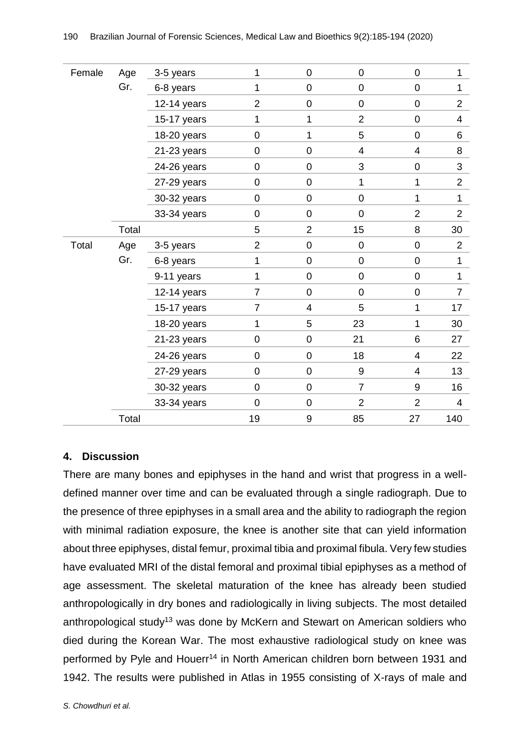| | | | | | | | |
|---|---|---|---|---|---|---|---|
| Female | Age Gr. | 3-5 years | 1 | 0 | 0 | 0 | 1 |
| | | 6-8 years | 1 | 0 | 0 | 0 | 1 |
| | | 12-14 years | 2 | 0 | 0 | 0 | 2 |
| | | 15-17 years | 1 | 1 | 2 | 0 | 4 |
| | | 18-20 years | 0 | 1 | 5 | 0 | 6 |
| | | 21-23 years | 0 | 0 | 4 | 4 | 8 |
| | | 24-26 years | 0 | 0 | 3 | 0 | 3 |
| | | 27-29 years | 0 | 0 | 1 | 1 | 2 |
| | | 30-32 years | 0 | 0 | 0 | 1 | 1 |
| | | 33-34 years | 0 | 0 | 0 | 2 | 2 |
| | Total | | 5 | 2 | 15 | 8 | 30 |
| Total | Age Gr. | 3-5 years | 2 | 0 | 0 | 0 | 2 |
| | | 6-8 years | 1 | 0 | 0 | 0 | 1 |
| | | 9-11 years | 1 | 0 | 0 | 0 | 1 |
| | | 12-14 years | 7 | 0 | 0 | 0 | 7 |
| | | 15-17 years | 7 | 4 | 5 | 1 | 17 |
| | | 18-20 years | 1 | 5 | 23 | 1 | 30 |
| | | 21-23 years | 0 | 0 | 21 | 6 | 27 |
| | | 24-26 years | 0 | 0 | 18 | 4 | 22 |
| | | 27-29 years | 0 | 0 | 9 | 4 | 13 |
| | | 30-32 years | 0 | 0 | 7 | 9 | 16 |
| | | 33-34 years | 0 | 0 | 2 | 2 | 4 |
| | Total | | 19 | 9 | 85 | 27 | 140 |

## 4. Discussion

There are many bones and epiphyses in the hand and wrist that progress in a well-defined manner over time and can be evaluated through a single radiograph. Due to the presence of three epiphyses in a small area and the ability to radiograph the region with minimal radiation exposure, the knee is another site that can yield information about three epiphyses, distal femur, proximal tibia and proximal fibula. Very few studies have evaluated MRI of the distal femoral and proximal tibial epiphyses as a method of age assessment. The skeletal maturation of the knee has already been studied anthropologically in dry bones and radiologically in living subjects. The most detailed anthropological study[13] was done by McKern and Stewart on American soldiers who died during the Korean War. The most exhaustive radiological study on knee was performed by Pyle and Houerr[14] in North American children born between 1931 and 1942. The results were published in Atlas in 1955 consisting of X-rays of male and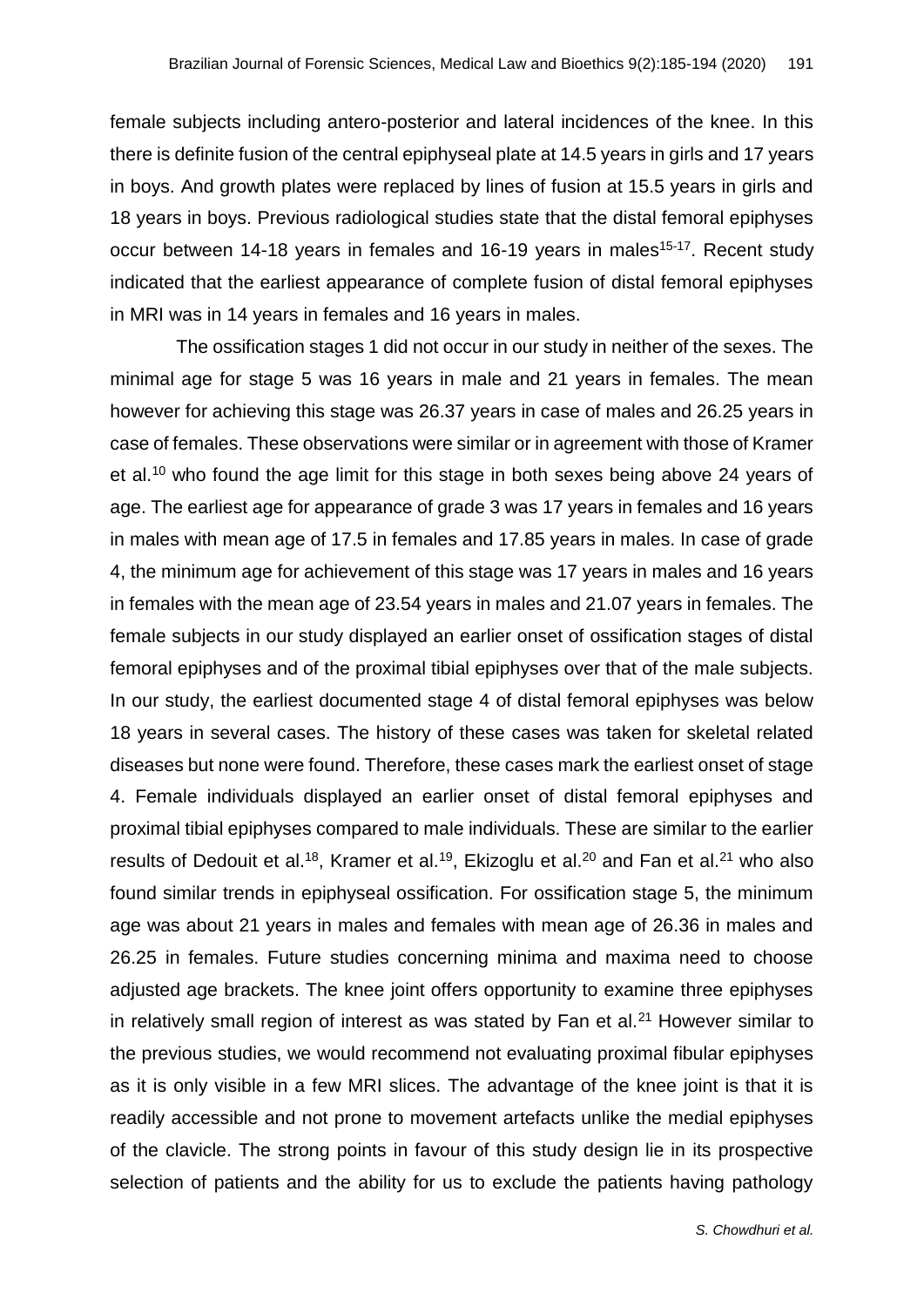female subjects including antero-posterior and lateral incidences of the knee. In this there is definite fusion of the central epiphyseal plate at 14.5 years in girls and 17 years in boys. And growth plates were replaced by lines of fusion at 15.5 years in girls and 18 years in boys. Previous radiological studies state that the distal femoral epiphyses occur between 14-18 years in females and 16-19 years in males[15-17]. Recent study indicated that the earliest appearance of complete fusion of distal femoral epiphyses in MRI was in 14 years in females and 16 years in males.

The ossification stages 1 did not occur in our study in neither of the sexes. The minimal age for stage 5 was 16 years in male and 21 years in females. The mean however for achieving this stage was 26.37 years in case of males and 26.25 years in case of females. These observations were similar or in agreement with those of Kramer et al.[10] who found the age limit for this stage in both sexes being above 24 years of age. The earliest age for appearance of grade 3 was 17 years in females and 16 years in males with mean age of 17.5 in females and 17.85 years in males. In case of grade 4, the minimum age for achievement of this stage was 17 years in males and 16 years in females with the mean age of 23.54 years in males and 21.07 years in females. The female subjects in our study displayed an earlier onset of ossification stages of distal femoral epiphyses and of the proximal tibial epiphyses over that of the male subjects. In our study, the earliest documented stage 4 of distal femoral epiphyses was below 18 years in several cases. The history of these cases was taken for skeletal related diseases but none were found. Therefore, these cases mark the earliest onset of stage 4. Female individuals displayed an earlier onset of distal femoral epiphyses and proximal tibial epiphyses compared to male individuals. These are similar to the earlier results of Dedouit et al.[18], Kramer et al.[19], Ekizoglu et al.[20] and Fan et al.[21] who also found similar trends in epiphyseal ossification. For ossification stage 5, the minimum age was about 21 years in males and females with mean age of 26.36 in males and 26.25 in females. Future studies concerning minima and maxima need to choose adjusted age brackets. The knee joint offers opportunity to examine three epiphyses in relatively small region of interest as was stated by Fan et al.[21] However similar to the previous studies, we would recommend not evaluating proximal fibular epiphyses as it is only visible in a few MRI slices. The advantage of the knee joint is that it is readily accessible and not prone to movement artefacts unlike the medial epiphyses of the clavicle. The strong points in favour of this study design lie in its prospective selection of patients and the ability for us to exclude the patients having pathology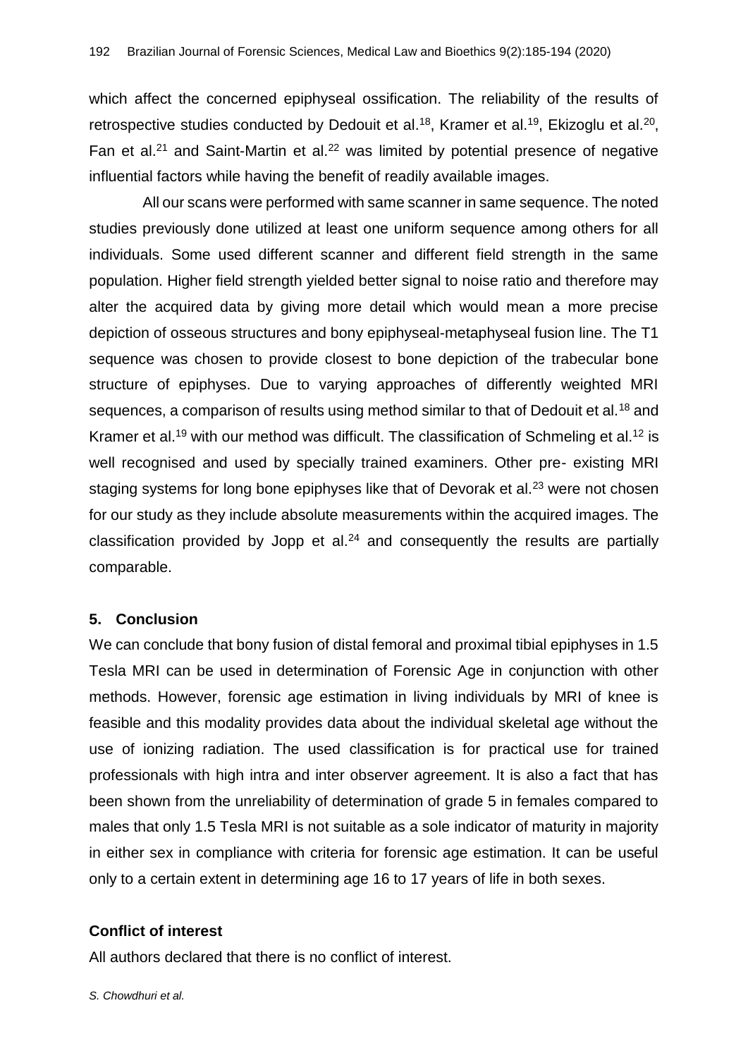which affect the concerned epiphyseal ossification. The reliability of the results of retrospective studies conducted by Dedouit et al.[18], Kramer et al.[19], Ekizoglu et al.[20], Fan et al.[21] and Saint-Martin et al.[22] was limited by potential presence of negative influential factors while having the benefit of readily available images.

All our scans were performed with same scanner in same sequence. The noted studies previously done utilized at least one uniform sequence among others for all individuals. Some used different scanner and different field strength in the same population. Higher field strength yielded better signal to noise ratio and therefore may alter the acquired data by giving more detail which would mean a more precise depiction of osseous structures and bony epiphyseal-metaphyseal fusion line. The T1 sequence was chosen to provide closest to bone depiction of the trabecular bone structure of epiphyses. Due to varying approaches of differently weighted MRI sequences, a comparison of results using method similar to that of Dedouit et al.[18] and Kramer et al.[19] with our method was difficult. The classification of Schmeling et al.[12] is well recognised and used by specially trained examiners. Other pre- existing MRI staging systems for long bone epiphyses like that of Devorak et al.[23] were not chosen for our study as they include absolute measurements within the acquired images. The classification provided by Jopp et al.[24] and consequently the results are partially comparable.

## 5. Conclusion

We can conclude that bony fusion of distal femoral and proximal tibial epiphyses in 1.5 Tesla MRI can be used in determination of Forensic Age in conjunction with other methods. However, forensic age estimation in living individuals by MRI of knee is feasible and this modality provides data about the individual skeletal age without the use of ionizing radiation. The used classification is for practical use for trained professionals with high intra and inter observer agreement. It is also a fact that has been shown from the unreliability of determination of grade 5 in females compared to males that only 1.5 Tesla MRI is not suitable as a sole indicator of maturity in majority in either sex in compliance with criteria for forensic age estimation. It can be useful only to a certain extent in determining age 16 to 17 years of life in both sexes.

### Conflict of interest

All authors declared that there is no conflict of interest.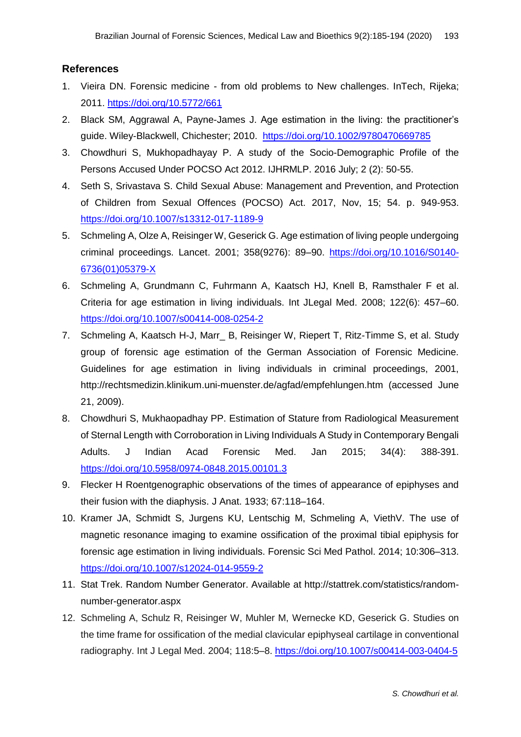## References

1. Vieira DN. Forensic medicine - from old problems to New challenges. InTech, Rijeka; 2011. https://doi.org/10.5772/661
2. Black SM, Aggrawal A, Payne-James J. Age estimation in the living: the practitioner's guide. Wiley-Blackwell, Chichester; 2010. https://doi.org/10.1002/9780470669785
3. Chowdhuri S, Mukhopadhayay P. A study of the Socio-Demographic Profile of the Persons Accused Under POCSO Act 2012. IJHRMLP. 2016 July; 2 (2): 50-55.
4. Seth S, Srivastava S. Child Sexual Abuse: Management and Prevention, and Protection of Children from Sexual Offences (POCSO) Act. 2017, Nov, 15; 54. p. 949-953. https://doi.org/10.1007/s13312-017-1189-9
5. Schmeling A, Olze A, Reisinger W, Geserick G. Age estimation of living people undergoing criminal proceedings. Lancet. 2001; 358(9276): 89–90. https://doi.org/10.1016/S0140-6736(01)05379-X
6. Schmeling A, Grundmann C, Fuhrmann A, Kaatsch HJ, Knell B, Ramsthaler F et al. Criteria for age estimation in living individuals. Int JLegal Med. 2008; 122(6): 457–60. https://doi.org/10.1007/s00414-008-0254-2
7. Schmeling A, Kaatsch H-J, Marr_ B, Reisinger W, Riepert T, Ritz-Timme S, et al. Study group of forensic age estimation of the German Association of Forensic Medicine. Guidelines for age estimation in living individuals in criminal proceedings, 2001, http://rechtsmedizin.klinikum.uni-muenster.de/agfad/empfehlungen.htm (accessed June 21, 2009).
8. Chowdhuri S, Mukhaopadhay PP. Estimation of Stature from Radiological Measurement of Sternal Length with Corroboration in Living Individuals A Study in Contemporary Bengali Adults. J Indian Acad Forensic Med. Jan 2015; 34(4): 388-391. https://doi.org/10.5958/0974-0848.2015.00101.3
9. Flecker H Roentgenographic observations of the times of appearance of epiphyses and their fusion with the diaphysis. J Anat. 1933; 67:118–164.
10. Kramer JA, Schmidt S, Jurgens KU, Lentschig M, Schmeling A, ViethV. The use of magnetic resonance imaging to examine ossification of the proximal tibial epiphysis for forensic age estimation in living individuals. Forensic Sci Med Pathol. 2014; 10:306–313. https://doi.org/10.1007/s12024-014-9559-2
11. Stat Trek. Random Number Generator. Available at http://stattrek.com/statistics/random-number-generator.aspx
12. Schmeling A, Schulz R, Reisinger W, Muhler M, Wernecke KD, Geserick G. Studies on the time frame for ossification of the medial clavicular epiphyseal cartilage in conventional radiography. Int J Legal Med. 2004; 118:5–8. https://doi.org/10.1007/s00414-003-0404-5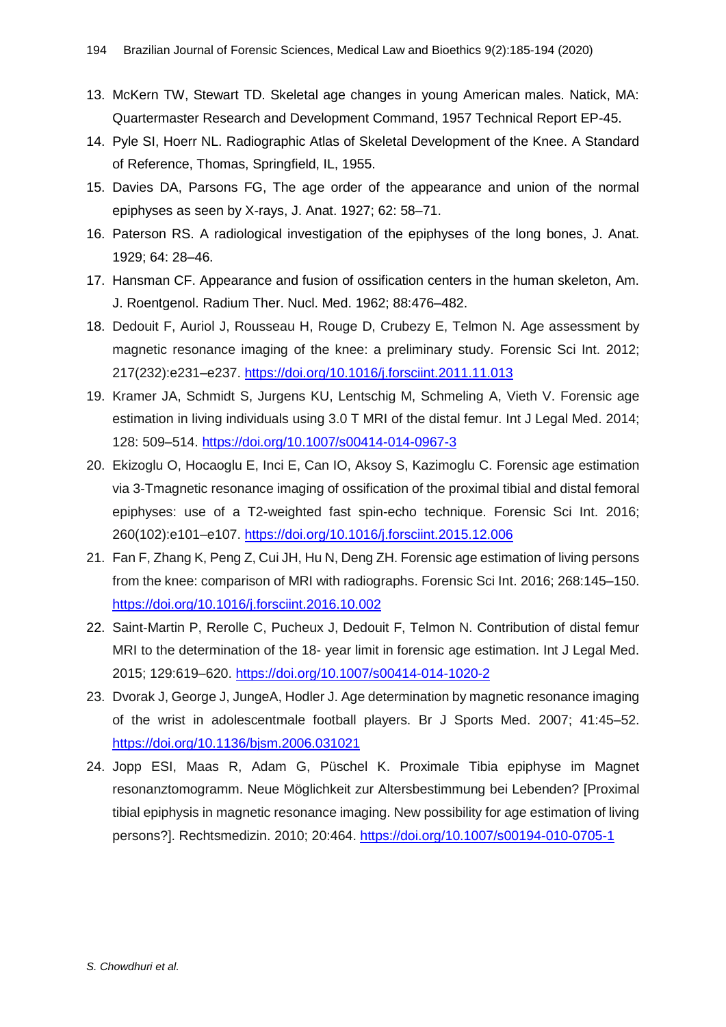13. McKern TW, Stewart TD. Skeletal age changes in young American males. Natick, MA: Quartermaster Research and Development Command, 1957 Technical Report EP-45.
14. Pyle SI, Hoerr NL. Radiographic Atlas of Skeletal Development of the Knee. A Standard of Reference, Thomas, Springfield, IL, 1955.
15. Davies DA, Parsons FG, The age order of the appearance and union of the normal epiphyses as seen by X-rays, J. Anat. 1927; 62: 58–71.
16. Paterson RS. A radiological investigation of the epiphyses of the long bones, J. Anat. 1929; 64: 28–46.
17. Hansman CF. Appearance and fusion of ossification centers in the human skeleton, Am. J. Roentgenol. Radium Ther. Nucl. Med. 1962; 88:476–482.
18. Dedouit F, Auriol J, Rousseau H, Rouge D, Crubezy E, Telmon N. Age assessment by magnetic resonance imaging of the knee: a preliminary study. Forensic Sci Int. 2012; 217(232):e231–e237. https://doi.org/10.1016/j.forsciint.2011.11.013
19. Kramer JA, Schmidt S, Jurgens KU, Lentschig M, Schmeling A, Vieth V. Forensic age estimation in living individuals using 3.0 T MRI of the distal femur. Int J Legal Med. 2014; 128: 509–514. https://doi.org/10.1007/s00414-014-0967-3
20. Ekizoglu O, Hocaoglu E, Inci E, Can IO, Aksoy S, Kazimoglu C. Forensic age estimation via 3-Tmagnetic resonance imaging of ossification of the proximal tibial and distal femoral epiphyses: use of a T2-weighted fast spin-echo technique. Forensic Sci Int. 2016; 260(102):e101–e107. https://doi.org/10.1016/j.forsciint.2015.12.006
21. Fan F, Zhang K, Peng Z, Cui JH, Hu N, Deng ZH. Forensic age estimation of living persons from the knee: comparison of MRI with radiographs. Forensic Sci Int. 2016; 268:145–150. https://doi.org/10.1016/j.forsciint.2016.10.002
22. Saint-Martin P, Rerolle C, Pucheux J, Dedouit F, Telmon N. Contribution of distal femur MRI to the determination of the 18- year limit in forensic age estimation. Int J Legal Med. 2015; 129:619–620. https://doi.org/10.1007/s00414-014-1020-2
23. Dvorak J, George J, JungeA, Hodler J. Age determination by magnetic resonance imaging of the wrist in adolescentmale football players. Br J Sports Med. 2007; 41:45–52. https://doi.org/10.1136/bjsm.2006.031021
24. Jopp ESI, Maas R, Adam G, Püschel K. Proximale Tibia epiphyse im Magnet resonanztomogramm. Neue Möglichkeit zur Altersbestimmung bei Lebenden? [Proximal tibial epiphysis in magnetic resonance imaging. New possibility for age estimation of living persons?]. Rechtsmedizin. 2010; 20:464. https://doi.org/10.1007/s00194-010-0705-1